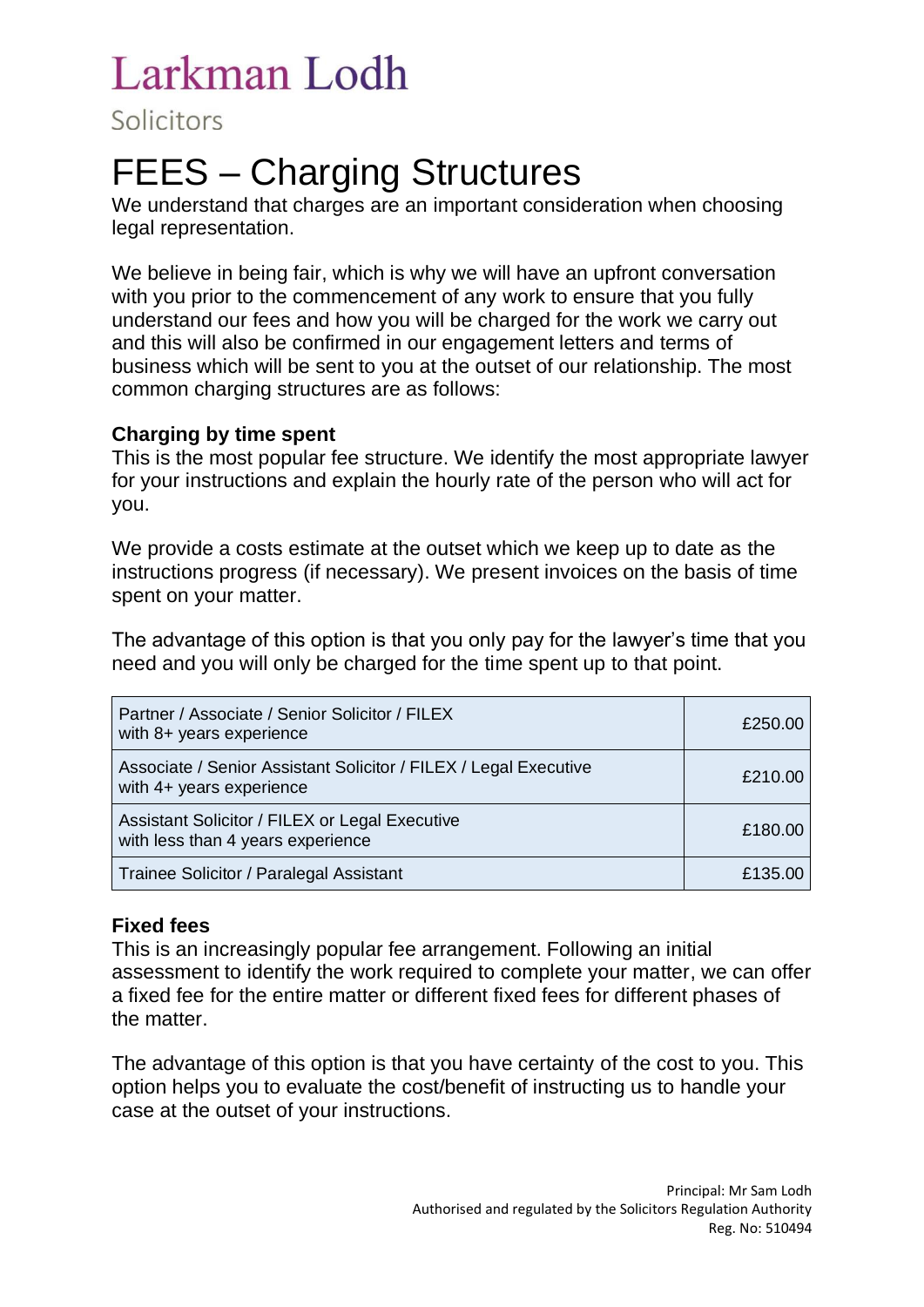# Larkman Lodh

Solicitors

# FEES – Charging Structures

We understand that charges are an important consideration when choosing legal representation.

We believe in being fair, which is why we will have an upfront conversation with you prior to the commencement of any work to ensure that you fully understand our fees and how you will be charged for the work we carry out and this will also be confirmed in our engagement letters and terms of business which will be sent to you at the outset of our relationship. The most common charging structures are as follows:

**Charging by time spent**

This is the most popular fee structure. We identify the most appropriate lawyer for your instructions and explain the hourly rate of the person who will act for you.

We provide a costs estimate at the outset which we keep up to date as the instructions progress (if necessary). We present invoices on the basis of time spent on your matter.

The advantage of this option is that you only pay for the lawyer's time that you need and you will only be charged for the time spent up to that point.

| | |
|---|---|
| Partner / Associate / Senior Solicitor / FILEX with 8+ years experience | £250.00 |
| Associate / Senior Assistant Solicitor / FILEX / Legal Executive with 4+ years experience | £210.00 |
| Assistant Solicitor / FILEX or Legal Executive with less than 4 years experience | £180.00 |
| Trainee Solicitor / Paralegal Assistant | £135.00 |

**Fixed fees**

This is an increasingly popular fee arrangement. Following an initial assessment to identify the work required to complete your matter, we can offer a fixed fee for the entire matter or different fixed fees for different phases of the matter.

The advantage of this option is that you have certainty of the cost to you. This option helps you to evaluate the cost/benefit of instructing us to handle your case at the outset of your instructions.

Principal: Mr Sam Lodh
Authorised and regulated by the Solicitors Regulation Authority
Reg. No: 510494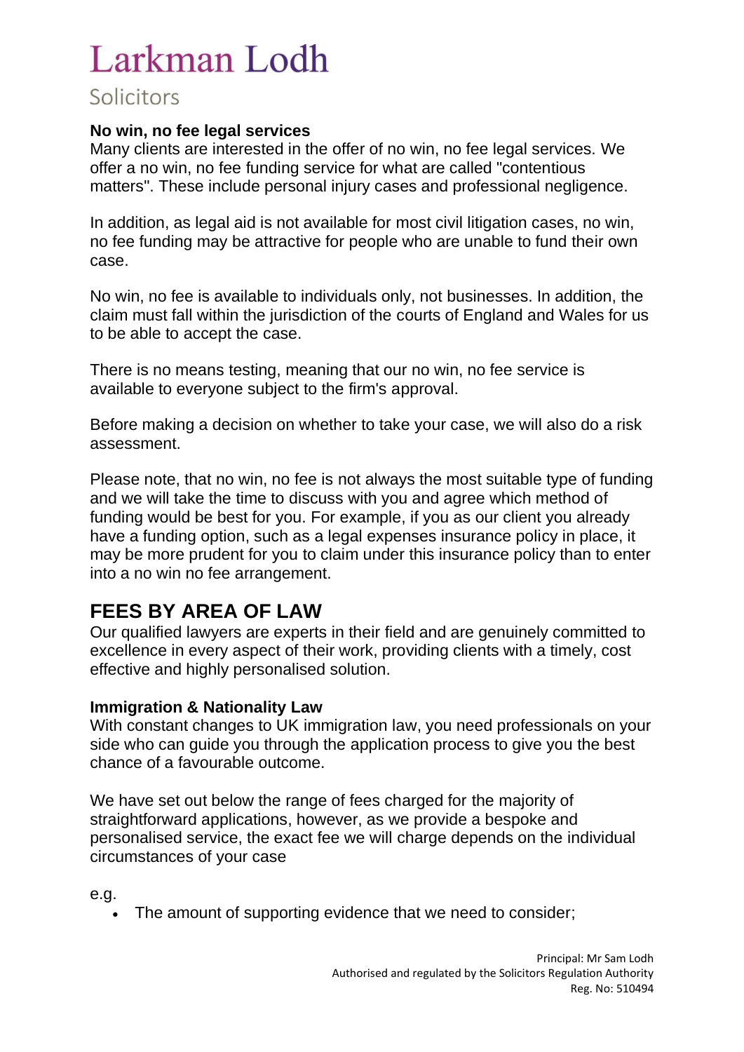### No win, no fee legal services

Many clients are interested in the offer of no win, no fee legal services. We offer a no win, no fee funding service for what are called "contentious matters". These include personal injury cases and professional negligence.

In addition, as legal aid is not available for most civil litigation cases, no win, no fee funding may be attractive for people who are unable to fund their own case.

No win, no fee is available to individuals only, not businesses. In addition, the claim must fall within the jurisdiction of the courts of England and Wales for us to be able to accept the case.

There is no means testing, meaning that our no win, no fee service is available to everyone subject to the firm's approval.

Before making a decision on whether to take your case, we will also do a risk assessment.

Please note, that no win, no fee is not always the most suitable type of funding and we will take the time to discuss with you and agree which method of funding would be best for you. For example, if you as our client you already have a funding option, such as a legal expenses insurance policy in place, it may be more prudent for you to claim under this insurance policy than to enter into a no win no fee arrangement.

## FEES BY AREA OF LAW

Our qualified lawyers are experts in their field and are genuinely committed to excellence in every aspect of their work, providing clients with a timely, cost effective and highly personalised solution.

### Immigration & Nationality Law

With constant changes to UK immigration law, you need professionals on your side who can guide you through the application process to give you the best chance of a favourable outcome.

We have set out below the range of fees charged for the majority of straightforward applications, however, as we provide a bespoke and personalised service, the exact fee we will charge depends on the individual circumstances of your case

e.g.

- The amount of supporting evidence that we need to consider;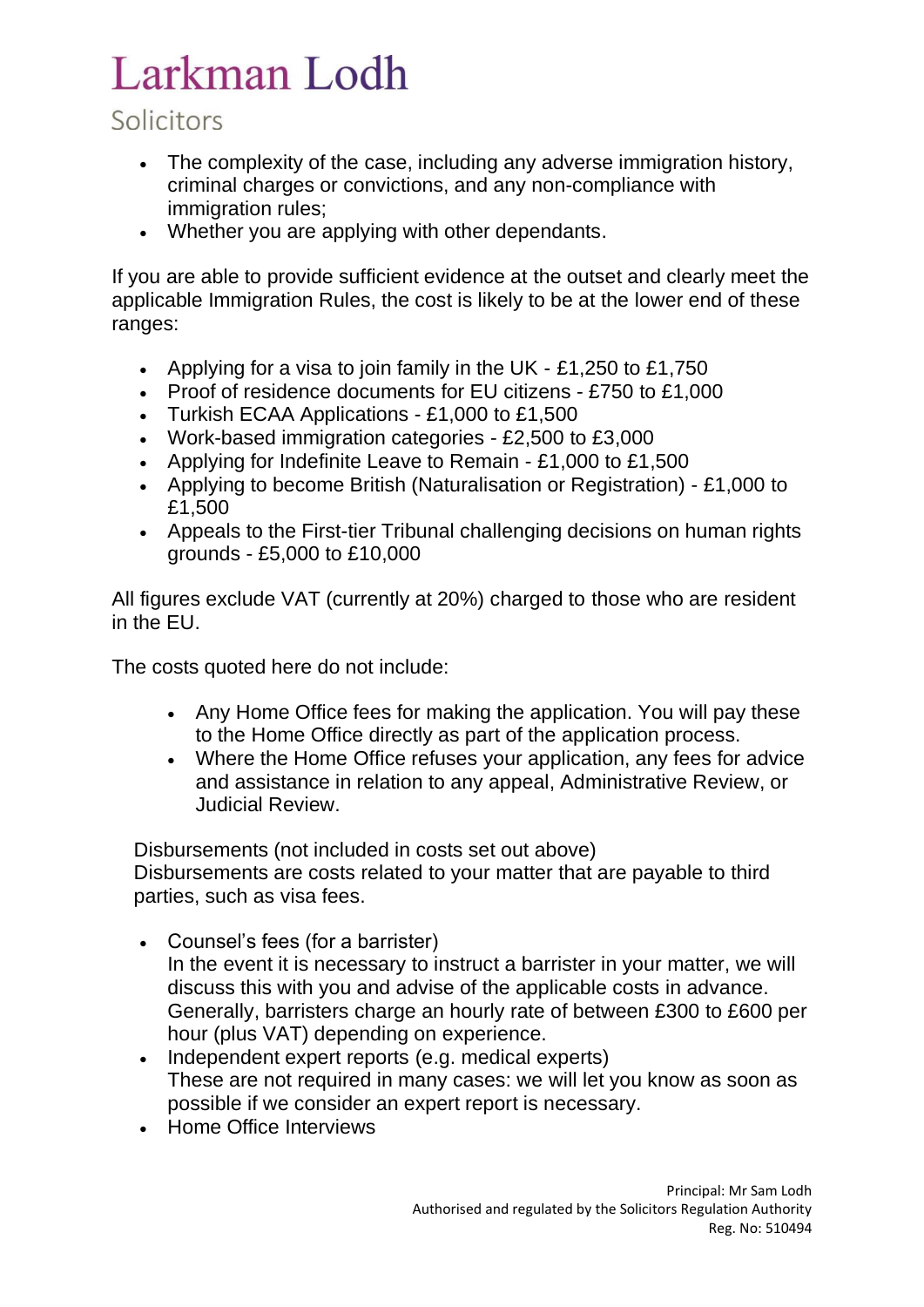- The complexity of the case, including any adverse immigration history, criminal charges or convictions, and any non-compliance with immigration rules;
- Whether you are applying with other dependants.

If you are able to provide sufficient evidence at the outset and clearly meet the applicable Immigration Rules, the cost is likely to be at the lower end of these ranges:

- Applying for a visa to join family in the UK - £1,250 to £1,750
- Proof of residence documents for EU citizens - £750 to £1,000
- Turkish ECAA Applications - £1,000 to £1,500
- Work-based immigration categories - £2,500 to £3,000
- Applying for Indefinite Leave to Remain - £1,000 to £1,500
- Applying to become British (Naturalisation or Registration) - £1,000 to £1,500
- Appeals to the First-tier Tribunal challenging decisions on human rights grounds - £5,000 to £10,000

All figures exclude VAT (currently at 20%) charged to those who are resident in the EU.

The costs quoted here do not include:

- Any Home Office fees for making the application. You will pay these to the Home Office directly as part of the application process.
- Where the Home Office refuses your application, any fees for advice and assistance in relation to any appeal, Administrative Review, or Judicial Review.

Disbursements (not included in costs set out above)
Disbursements are costs related to your matter that are payable to third parties, such as visa fees.

- Counsel's fees (for a barrister)
  In the event it is necessary to instruct a barrister in your matter, we will discuss this with you and advise of the applicable costs in advance. Generally, barristers charge an hourly rate of between £300 to £600 per hour (plus VAT) depending on experience.
- Independent expert reports (e.g. medical experts)
  These are not required in many cases: we will let you know as soon as possible if we consider an expert report is necessary.
- Home Office Interviews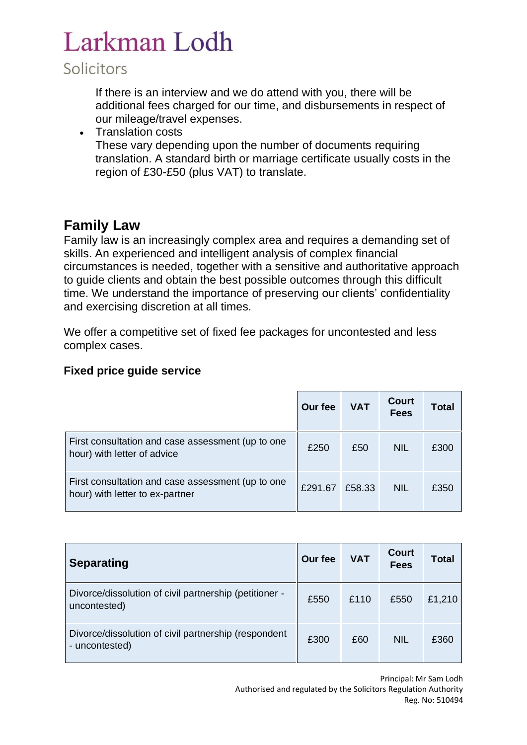If there is an interview and we do attend with you, there will be additional fees charged for our time, and disbursements in respect of our mileage/travel expenses.

- Translation costs
  These vary depending upon the number of documents requiring translation. A standard birth or marriage certificate usually costs in the region of £30-£50 (plus VAT) to translate.

## Family Law

Family law is an increasingly complex area and requires a demanding set of skills. An experienced and intelligent analysis of complex financial circumstances is needed, together with a sensitive and authoritative approach to guide clients and obtain the best possible outcomes through this difficult time. We understand the importance of preserving our clients' confidentiality and exercising discretion at all times.

We offer a competitive set of fixed fee packages for uncontested and less complex cases.

### Fixed price guide service

| | Our fee | VAT | Court Fees | Total |
|---|---|---|---|---|
| First consultation and case assessment (up to one hour) with letter of advice | £250 | £50 | NIL | £300 |
| First consultation and case assessment (up to one hour) with letter to ex-partner | £291.67 | £58.33 | NIL | £350 |

| **Separating** | Our fee | VAT | Court Fees | Total |
|---|---|---|---|---|
| Divorce/dissolution of civil partnership (petitioner - uncontested) | £550 | £110 | £550 | £1,210 |
| Divorce/dissolution of civil partnership (respondent - uncontested) | £300 | £60 | NIL | £360 |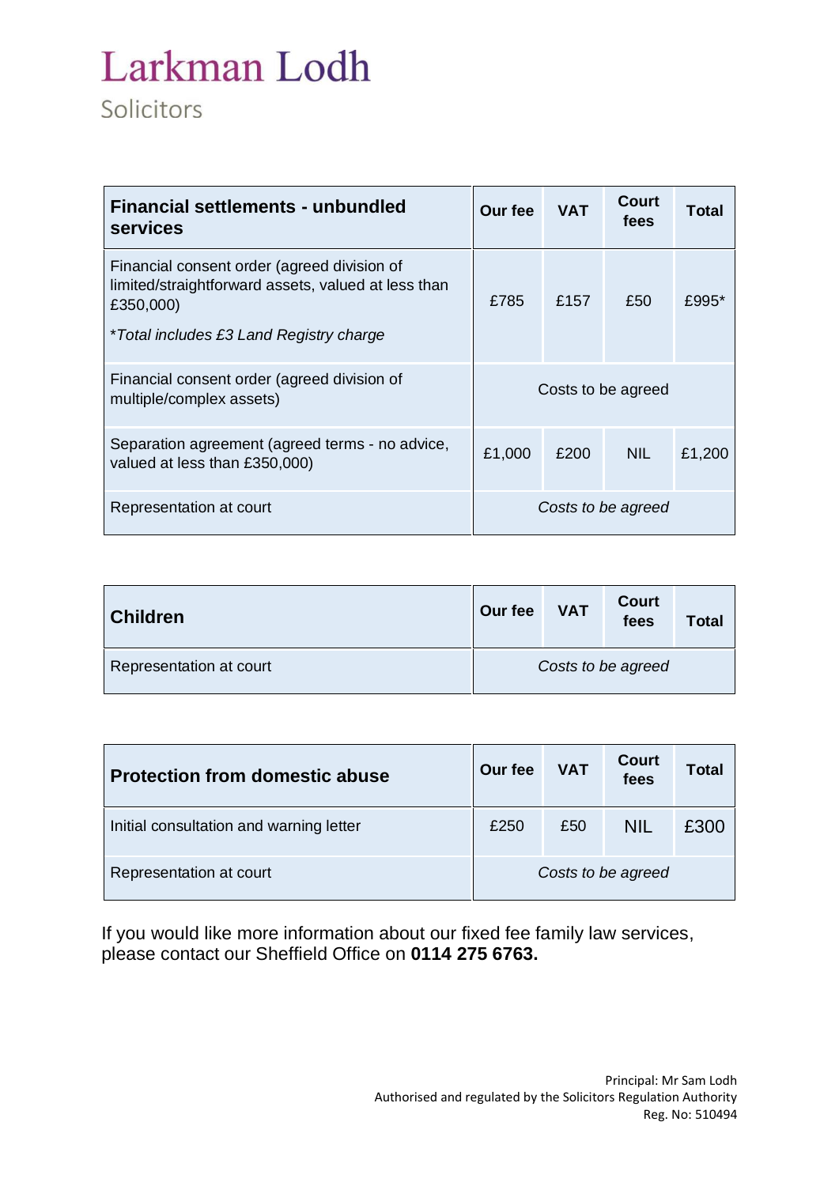# Larkman Lodh

Solicitors

| Financial settlements - unbundled services | Our fee | VAT | Court fees | Total |
|---|---|---|---|---|
| Financial consent order (agreed division of limited/straightforward assets, valued at less than £350,000)<br><br>*Total includes £3 Land Registry charge* | £785 | £157 | £50 | £995* |
| Financial consent order (agreed division of multiple/complex assets) | Costs to be agreed | | | |
| Separation agreement (agreed terms - no advice, valued at less than £350,000) | £1,000 | £200 | NIL | £1,200 |
| Representation at court | *Costs to be agreed* | | | |

| Children | Our fee | VAT | Court fees | Total |
|---|---|---|---|---|
| Representation at court | *Costs to be agreed* | | | |

| Protection from domestic abuse | Our fee | VAT | Court fees | Total |
|---|---|---|---|---|
| Initial consultation and warning letter | £250 | £50 | NIL | £300 |
| Representation at court | *Costs to be agreed* | | | |

If you would like more information about our fixed fee family law services, please contact our Sheffield Office on **0114 275 6763.**

Principal: Mr Sam Lodh
Authorised and regulated by the Solicitors Regulation Authority
Reg. No: 510494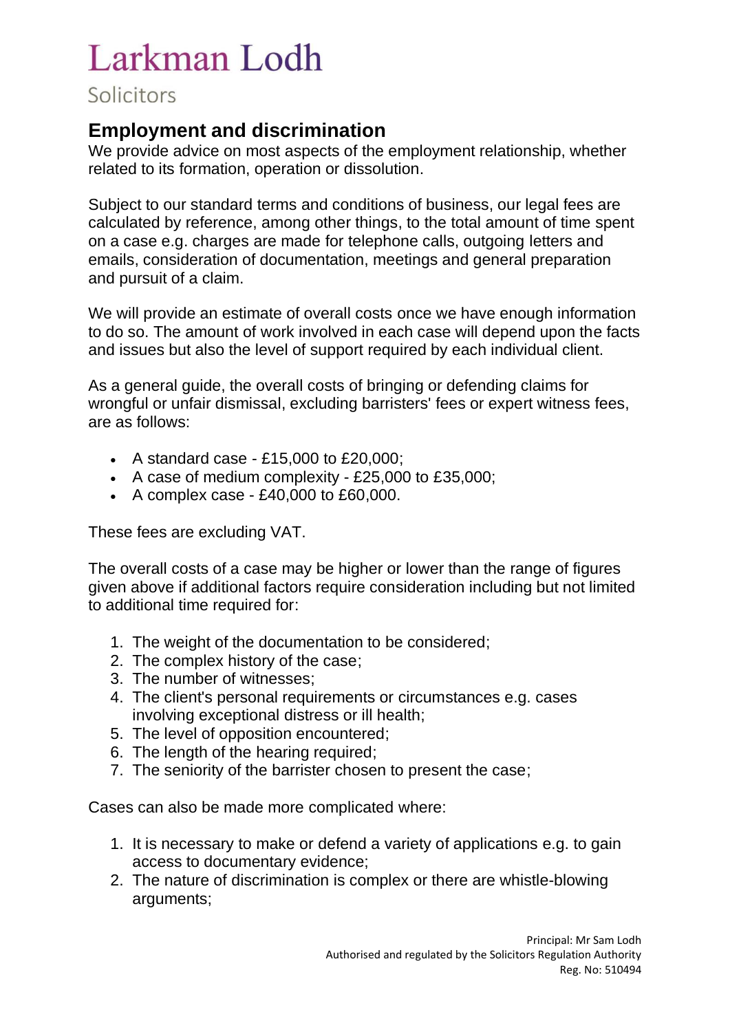# Larkman Lodh

Solicitors

## Employment and discrimination

We provide advice on most aspects of the employment relationship, whether related to its formation, operation or dissolution.

Subject to our standard terms and conditions of business, our legal fees are calculated by reference, among other things, to the total amount of time spent on a case e.g. charges are made for telephone calls, outgoing letters and emails, consideration of documentation, meetings and general preparation and pursuit of a claim.

We will provide an estimate of overall costs once we have enough information to do so. The amount of work involved in each case will depend upon the facts and issues but also the level of support required by each individual client.

As a general guide, the overall costs of bringing or defending claims for wrongful or unfair dismissal, excluding barristers' fees or expert witness fees, are as follows:

- A standard case - £15,000 to £20,000;
- A case of medium complexity - £25,000 to £35,000;
- A complex case - £40,000 to £60,000.

These fees are excluding VAT.

The overall costs of a case may be higher or lower than the range of figures given above if additional factors require consideration including but not limited to additional time required for:

1. The weight of the documentation to be considered;
2. The complex history of the case;
3. The number of witnesses;
4. The client's personal requirements or circumstances e.g. cases involving exceptional distress or ill health;
5. The level of opposition encountered;
6. The length of the hearing required;
7. The seniority of the barrister chosen to present the case;

Cases can also be made more complicated where:

1. It is necessary to make or defend a variety of applications e.g. to gain access to documentary evidence;
2. The nature of discrimination is complex or there are whistle-blowing arguments;

Principal: Mr Sam Lodh
Authorised and regulated by the Solicitors Regulation Authority
Reg. No: 510494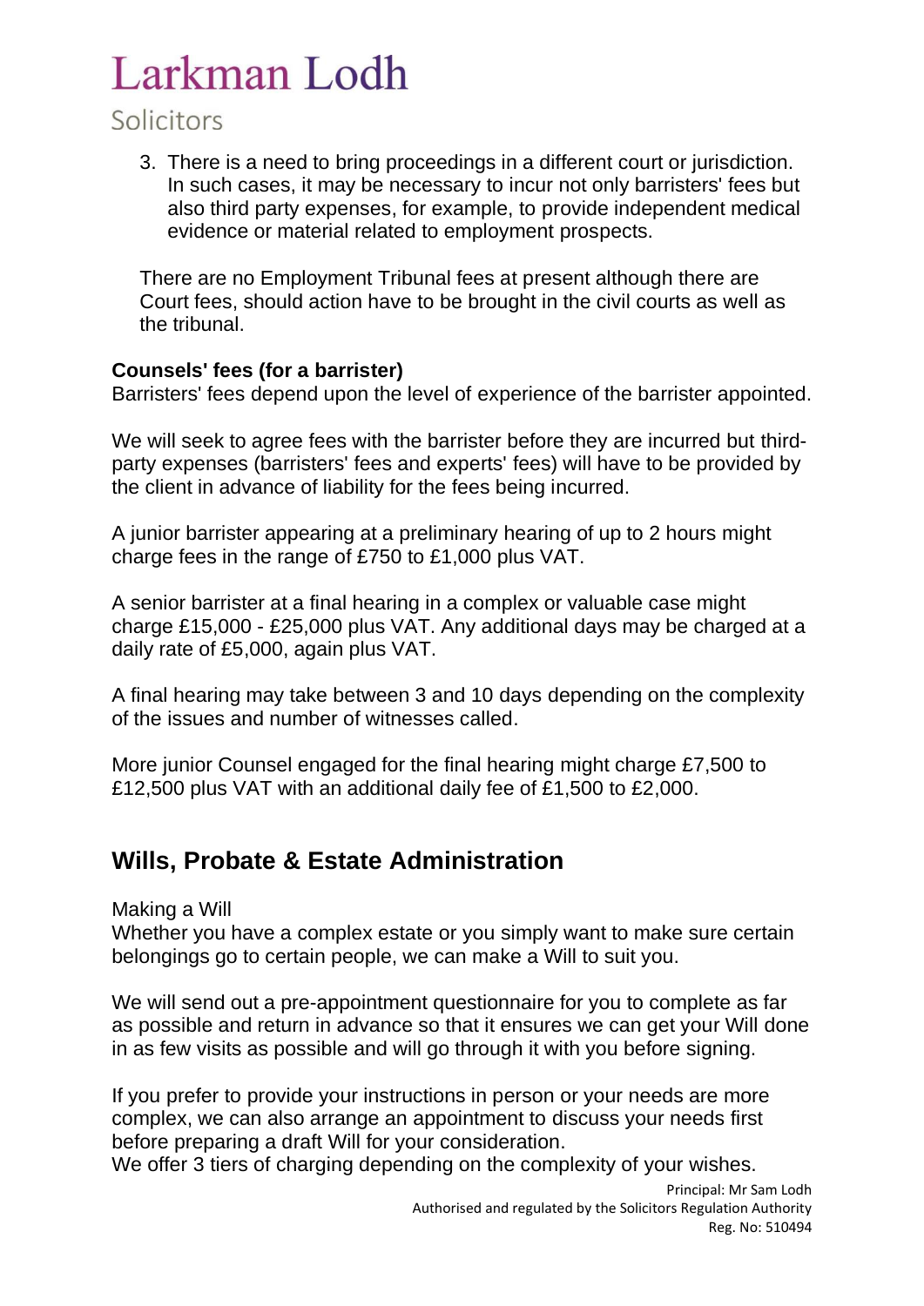3. There is a need to bring proceedings in a different court or jurisdiction. In such cases, it may be necessary to incur not only barristers' fees but also third party expenses, for example, to provide independent medical evidence or material related to employment prospects.

There are no Employment Tribunal fees at present although there are Court fees, should action have to be brought in the civil courts as well as the tribunal.

**Counsels' fees (for a barrister)**

Barristers' fees depend upon the level of experience of the barrister appointed.

We will seek to agree fees with the barrister before they are incurred but third-party expenses (barristers' fees and experts' fees) will have to be provided by the client in advance of liability for the fees being incurred.

A junior barrister appearing at a preliminary hearing of up to 2 hours might charge fees in the range of £750 to £1,000 plus VAT.

A senior barrister at a final hearing in a complex or valuable case might charge £15,000 - £25,000 plus VAT. Any additional days may be charged at a daily rate of £5,000, again plus VAT.

A final hearing may take between 3 and 10 days depending on the complexity of the issues and number of witnesses called.

More junior Counsel engaged for the final hearing might charge £7,500 to £12,500 plus VAT with an additional daily fee of £1,500 to £2,000.

## Wills, Probate & Estate Administration

Making a Will

Whether you have a complex estate or you simply want to make sure certain belongings go to certain people, we can make a Will to suit you.

We will send out a pre-appointment questionnaire for you to complete as far as possible and return in advance so that it ensures we can get your Will done in as few visits as possible and will go through it with you before signing.

If you prefer to provide your instructions in person or your needs are more complex, we can also arrange an appointment to discuss your needs first before preparing a draft Will for your consideration.
We offer 3 tiers of charging depending on the complexity of your wishes.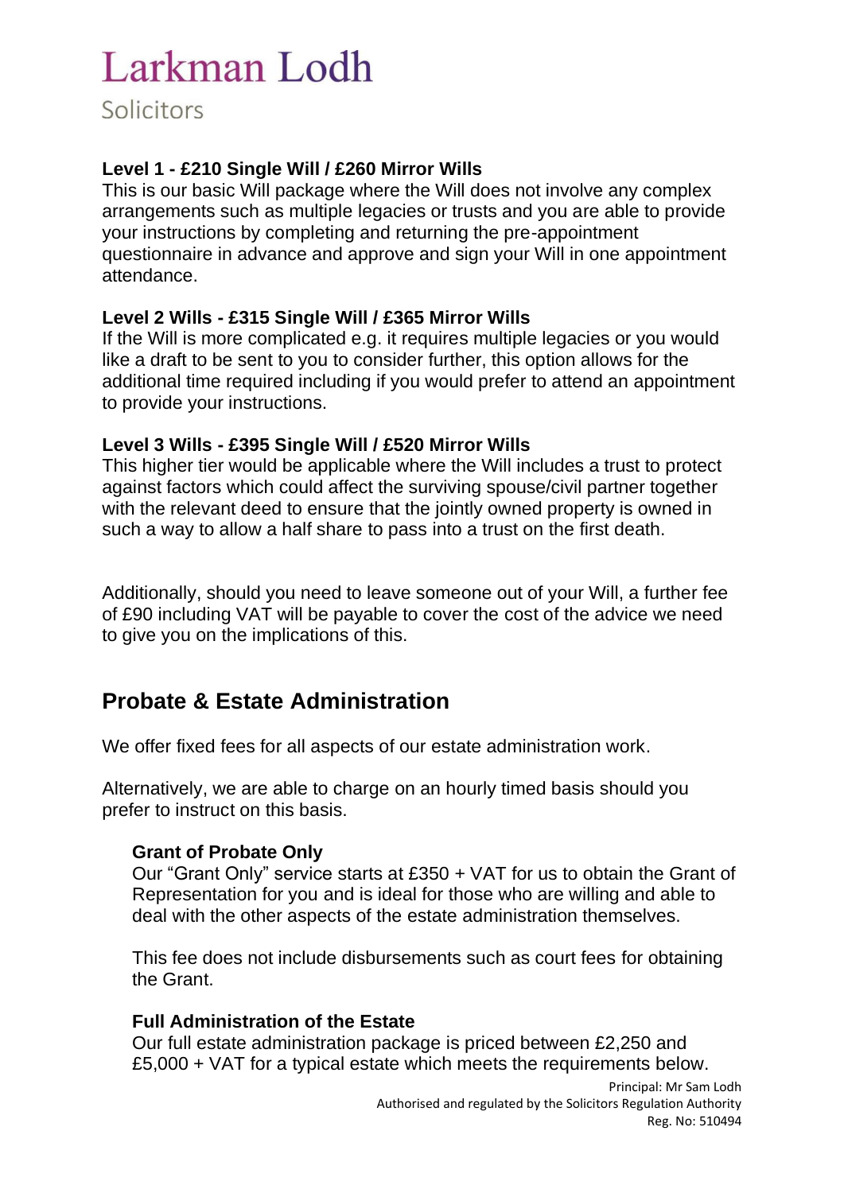**Level 1 - £210 Single Will / £260 Mirror Wills**
This is our basic Will package where the Will does not involve any complex arrangements such as multiple legacies or trusts and you are able to provide your instructions by completing and returning the pre-appointment questionnaire in advance and approve and sign your Will in one appointment attendance.

**Level 2 Wills - £315 Single Will / £365 Mirror Wills**
If the Will is more complicated e.g. it requires multiple legacies or you would like a draft to be sent to you to consider further, this option allows for the additional time required including if you would prefer to attend an appointment to provide your instructions.

**Level 3 Wills - £395 Single Will / £520 Mirror Wills**
This higher tier would be applicable where the Will includes a trust to protect against factors which could affect the surviving spouse/civil partner together with the relevant deed to ensure that the jointly owned property is owned in such a way to allow a half share to pass into a trust on the first death.

Additionally, should you need to leave someone out of your Will, a further fee of £90 including VAT will be payable to cover the cost of the advice we need to give you on the implications of this.

## Probate & Estate Administration

We offer fixed fees for all aspects of our estate administration work.

Alternatively, we are able to charge on an hourly timed basis should you prefer to instruct on this basis.

### Grant of Probate Only

Our "Grant Only" service starts at £350 + VAT for us to obtain the Grant of Representation for you and is ideal for those who are willing and able to deal with the other aspects of the estate administration themselves.

This fee does not include disbursements such as court fees for obtaining the Grant.

### Full Administration of the Estate

Our full estate administration package is priced between £2,250 and £5,000 + VAT for a typical estate which meets the requirements below.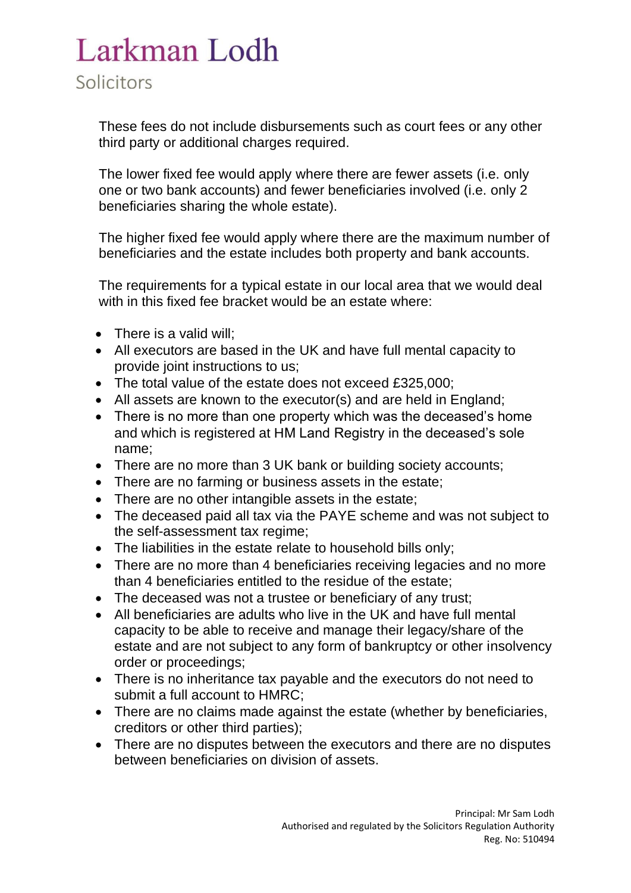These fees do not include disbursements such as court fees or any other third party or additional charges required.

The lower fixed fee would apply where there are fewer assets (i.e. only one or two bank accounts) and fewer beneficiaries involved (i.e. only 2 beneficiaries sharing the whole estate).

The higher fixed fee would apply where there are the maximum number of beneficiaries and the estate includes both property and bank accounts.

The requirements for a typical estate in our local area that we would deal with in this fixed fee bracket would be an estate where:

- There is a valid will;
- All executors are based in the UK and have full mental capacity to provide joint instructions to us;
- The total value of the estate does not exceed £325,000;
- All assets are known to the executor(s) and are held in England;
- There is no more than one property which was the deceased's home and which is registered at HM Land Registry in the deceased's sole name;
- There are no more than 3 UK bank or building society accounts;
- There are no farming or business assets in the estate;
- There are no other intangible assets in the estate;
- The deceased paid all tax via the PAYE scheme and was not subject to the self-assessment tax regime;
- The liabilities in the estate relate to household bills only;
- There are no more than 4 beneficiaries receiving legacies and no more than 4 beneficiaries entitled to the residue of the estate;
- The deceased was not a trustee or beneficiary of any trust;
- All beneficiaries are adults who live in the UK and have full mental capacity to be able to receive and manage their legacy/share of the estate and are not subject to any form of bankruptcy or other insolvency order or proceedings;
- There is no inheritance tax payable and the executors do not need to submit a full account to HMRC;
- There are no claims made against the estate (whether by beneficiaries, creditors or other third parties);
- There are no disputes between the executors and there are no disputes between beneficiaries on division of assets.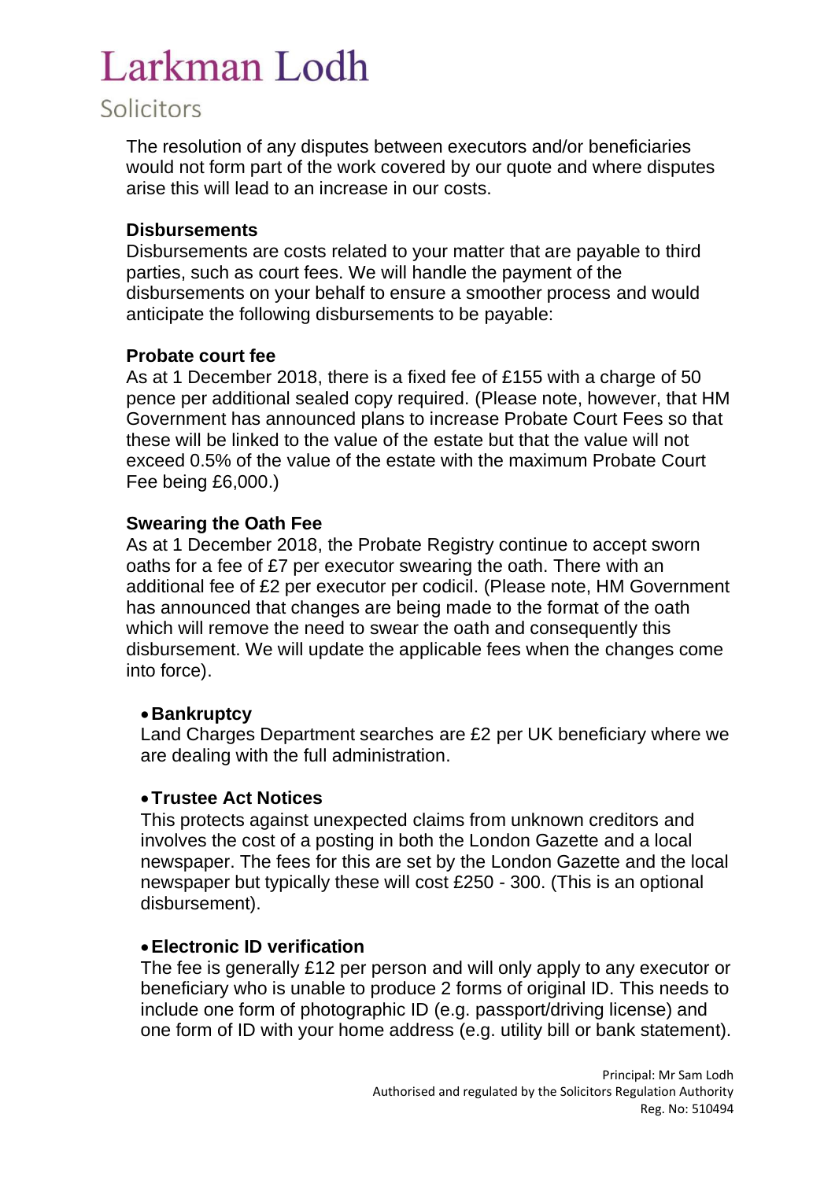The resolution of any disputes between executors and/or beneficiaries would not form part of the work covered by our quote and where disputes arise this will lead to an increase in our costs.

**Disbursements**

Disbursements are costs related to your matter that are payable to third parties, such as court fees. We will handle the payment of the disbursements on your behalf to ensure a smoother process and would anticipate the following disbursements to be payable:

**Probate court fee**

As at 1 December 2018, there is a fixed fee of £155 with a charge of 50 pence per additional sealed copy required. (Please note, however, that HM Government has announced plans to increase Probate Court Fees so that these will be linked to the value of the estate but that the value will not exceed 0.5% of the value of the estate with the maximum Probate Court Fee being £6,000.)

**Swearing the Oath Fee**

As at 1 December 2018, the Probate Registry continue to accept sworn oaths for a fee of £7 per executor swearing the oath. There with an additional fee of £2 per executor per codicil. (Please note, HM Government has announced that changes are being made to the format of the oath which will remove the need to swear the oath and consequently this disbursement. We will update the applicable fees when the changes come into force).

- **Bankruptcy**

  Land Charges Department searches are £2 per UK beneficiary where we are dealing with the full administration.

- **Trustee Act Notices**

  This protects against unexpected claims from unknown creditors and involves the cost of a posting in both the London Gazette and a local newspaper. The fees for this are set by the London Gazette and the local newspaper but typically these will cost £250 - 300. (This is an optional disbursement).

- **Electronic ID verification**

  The fee is generally £12 per person and will only apply to any executor or beneficiary who is unable to produce 2 forms of original ID. This needs to include one form of photographic ID (e.g. passport/driving license) and one form of ID with your home address (e.g. utility bill or bank statement).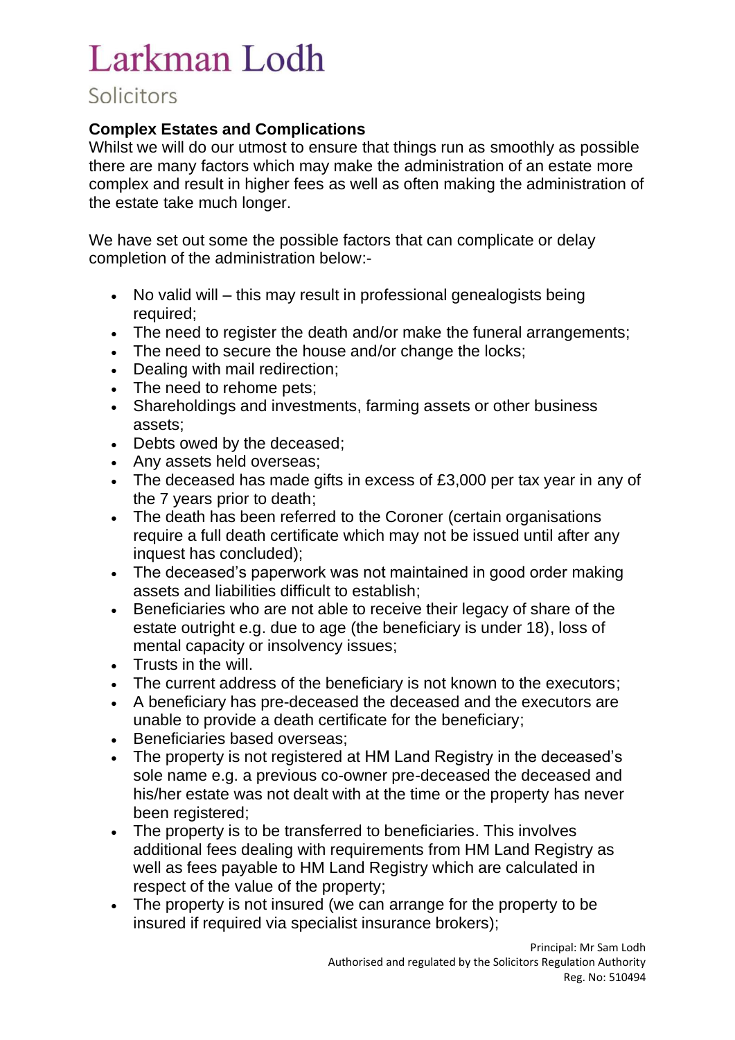**Complex Estates and Complications**

Whilst we will do our utmost to ensure that things run as smoothly as possible there are many factors which may make the administration of an estate more complex and result in higher fees as well as often making the administration of the estate take much longer.

We have set out some the possible factors that can complicate or delay completion of the administration below:-

- No valid will – this may result in professional genealogists being required;
- The need to register the death and/or make the funeral arrangements;
- The need to secure the house and/or change the locks;
- Dealing with mail redirection;
- The need to rehome pets;
- Shareholdings and investments, farming assets or other business assets;
- Debts owed by the deceased;
- Any assets held overseas;
- The deceased has made gifts in excess of £3,000 per tax year in any of the 7 years prior to death;
- The death has been referred to the Coroner (certain organisations require a full death certificate which may not be issued until after any inquest has concluded);
- The deceased's paperwork was not maintained in good order making assets and liabilities difficult to establish;
- Beneficiaries who are not able to receive their legacy of share of the estate outright e.g. due to age (the beneficiary is under 18), loss of mental capacity or insolvency issues;
- Trusts in the will.
- The current address of the beneficiary is not known to the executors;
- A beneficiary has pre-deceased the deceased and the executors are unable to provide a death certificate for the beneficiary;
- Beneficiaries based overseas;
- The property is not registered at HM Land Registry in the deceased's sole name e.g. a previous co-owner pre-deceased the deceased and his/her estate was not dealt with at the time or the property has never been registered;
- The property is to be transferred to beneficiaries. This involves additional fees dealing with requirements from HM Land Registry as well as fees payable to HM Land Registry which are calculated in respect of the value of the property;
- The property is not insured (we can arrange for the property to be insured if required via specialist insurance brokers);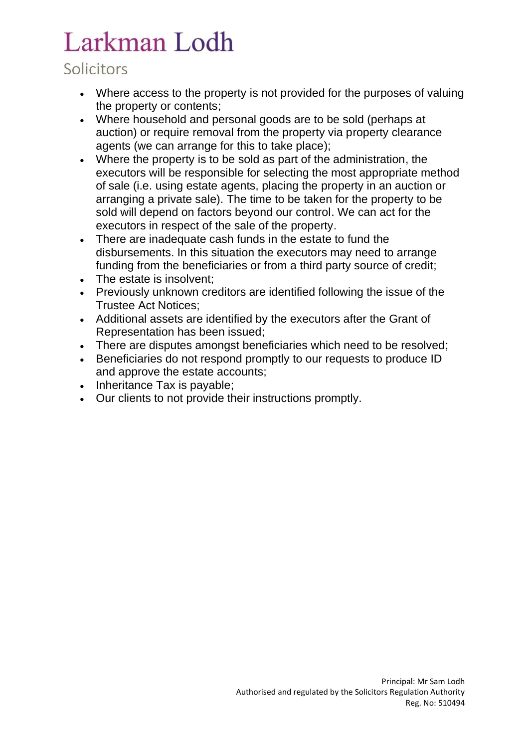- Where access to the property is not provided for the purposes of valuing the property or contents;
- Where household and personal goods are to be sold (perhaps at auction) or require removal from the property via property clearance agents (we can arrange for this to take place);
- Where the property is to be sold as part of the administration, the executors will be responsible for selecting the most appropriate method of sale (i.e. using estate agents, placing the property in an auction or arranging a private sale). The time to be taken for the property to be sold will depend on factors beyond our control. We can act for the executors in respect of the sale of the property.
- There are inadequate cash funds in the estate to fund the disbursements. In this situation the executors may need to arrange funding from the beneficiaries or from a third party source of credit;
- The estate is insolvent;
- Previously unknown creditors are identified following the issue of the Trustee Act Notices;
- Additional assets are identified by the executors after the Grant of Representation has been issued;
- There are disputes amongst beneficiaries which need to be resolved;
- Beneficiaries do not respond promptly to our requests to produce ID and approve the estate accounts;
- Inheritance Tax is payable;
- Our clients to not provide their instructions promptly.